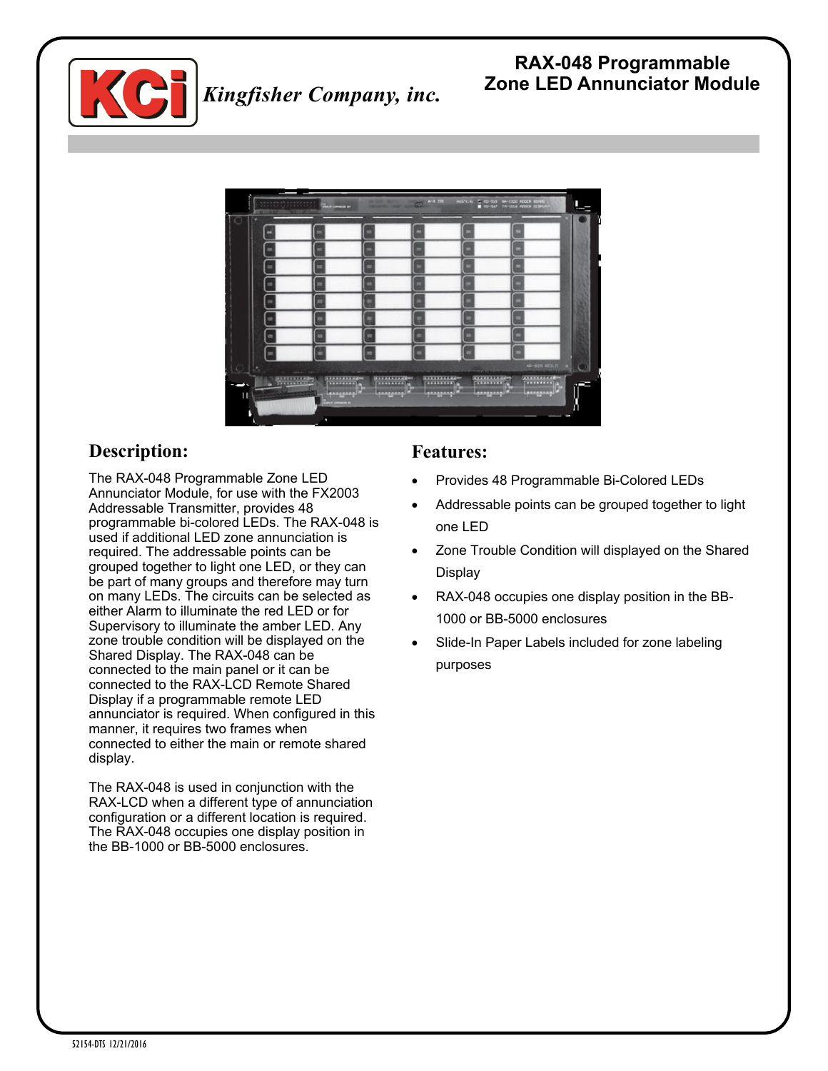**KCi** *Kingfisher Company, inc.*

# RAX-048 Programmable Zone LED Annunciator Module

## Description:

The RAX-048 Programmable Zone LED Annunciator Module, for use with the FX2003 Addressable Transmitter, provides 48 programmable bi-colored LEDs. The RAX-048 is used if additional LED zone annunciation is required. The addressable points can be grouped together to light one LED, or they can be part of many groups and therefore may turn on many LEDs. The circuits can be selected as either Alarm to illuminate the red LED or for Supervisory to illuminate the amber LED. Any zone trouble condition will be displayed on the Shared Display. The RAX-048 can be connected to the main panel or it can be connected to the RAX-LCD Remote Shared Display if a programmable remote LED annunciator is required. When configured in this manner, it requires two frames when connected to either the main or remote shared display.

The RAX-048 is used in conjunction with the RAX-LCD when a different type of annunciation configuration or a different location is required. The RAX-048 occupies one display position in the BB-1000 or BB-5000 enclosures.

## Features:

- Provides 48 Programmable Bi-Colored LEDs
- Addressable points can be grouped together to light one LED
- Zone Trouble Condition will displayed on the Shared Display
- RAX-048 occupies one display position in the BB-1000 or BB-5000 enclosures
- Slide-In Paper Labels included for zone labeling purposes

52154-DTS 12/21/2016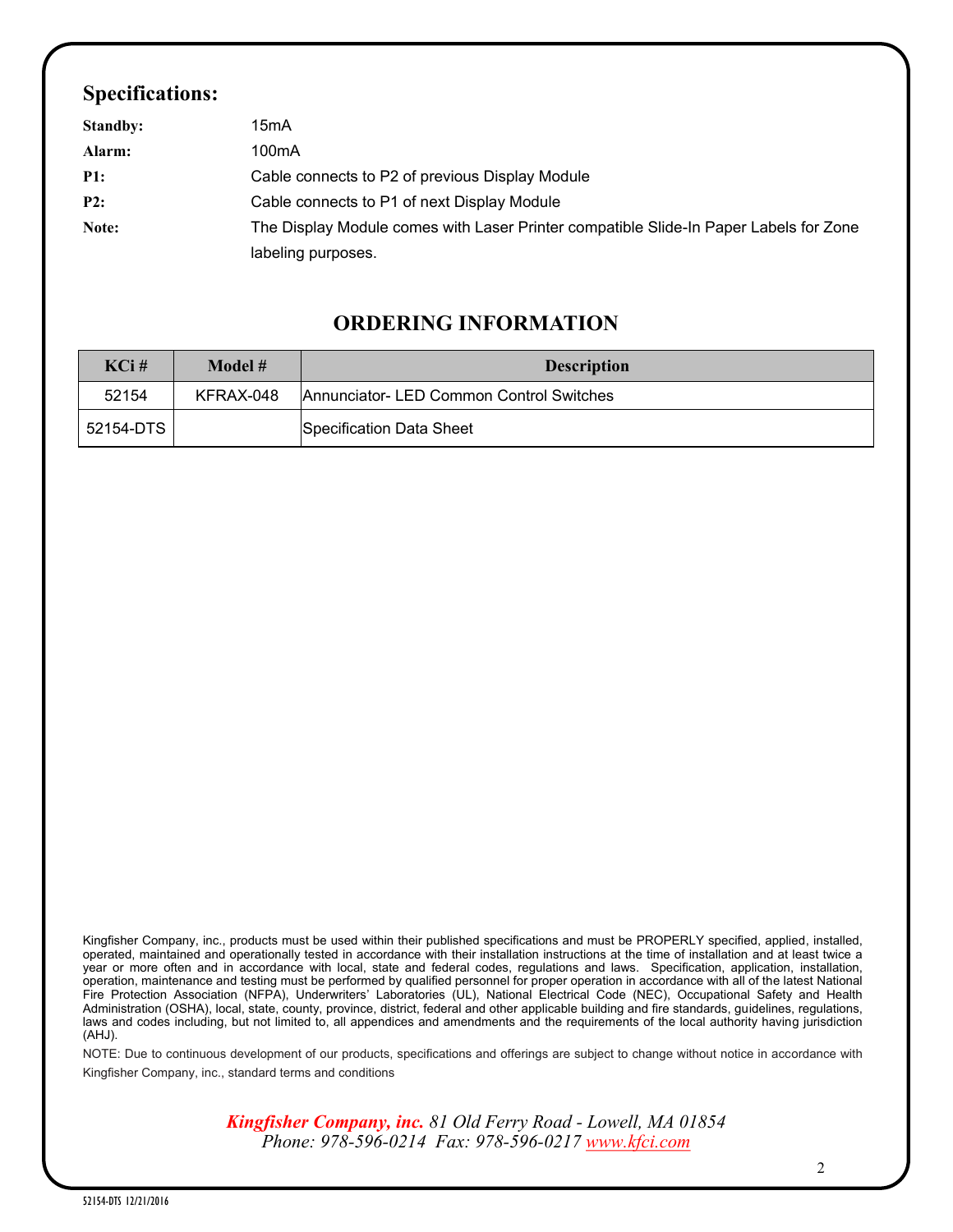## Specifications:

| | |
|---|---|
| **Standby:** | 15mA |
| **Alarm:** | 100mA |
| **P1:** | Cable connects to P2 of previous Display Module |
| **P2:** | Cable connects to P1 of next Display Module |
| **Note:** | The Display Module comes with Laser Printer compatible Slide-In Paper Labels for Zone labeling purposes. |

## ORDERING INFORMATION

| KCi # | Model # | Description |
|---|---|---|
| 52154 | KFRAX-048 | Annunciator- LED Common Control Switches |
| 52154-DTS | | Specification Data Sheet |

Kingfisher Company, inc., products must be used within their published specifications and must be PROPERLY specified, applied, installed, operated, maintained and operationally tested in accordance with their installation instructions at the time of installation and at least twice a year or more often and in accordance with local, state and federal codes, regulations and laws. Specification, application, installation, operation, maintenance and testing must be performed by qualified personnel for proper operation in accordance with all of the latest National Fire Protection Association (NFPA), Underwriters' Laboratories (UL), National Electrical Code (NEC), Occupational Safety and Health Administration (OSHA), local, state, county, province, district, federal and other applicable building and fire standards, guidelines, regulations, laws and codes including, but not limited to, all appendices and amendments and the requirements of the local authority having jurisdiction (AHJ).

NOTE: Due to continuous development of our products, specifications and offerings are subject to change without notice in accordance with Kingfisher Company, inc., standard terms and conditions

***Kingfisher Company, inc.*** *81 Old Ferry Road - Lowell, MA 01854*
*Phone: 978-596-0214 Fax: 978-596-0217 www.kfci.com*

52154-DTS 12/21/2016